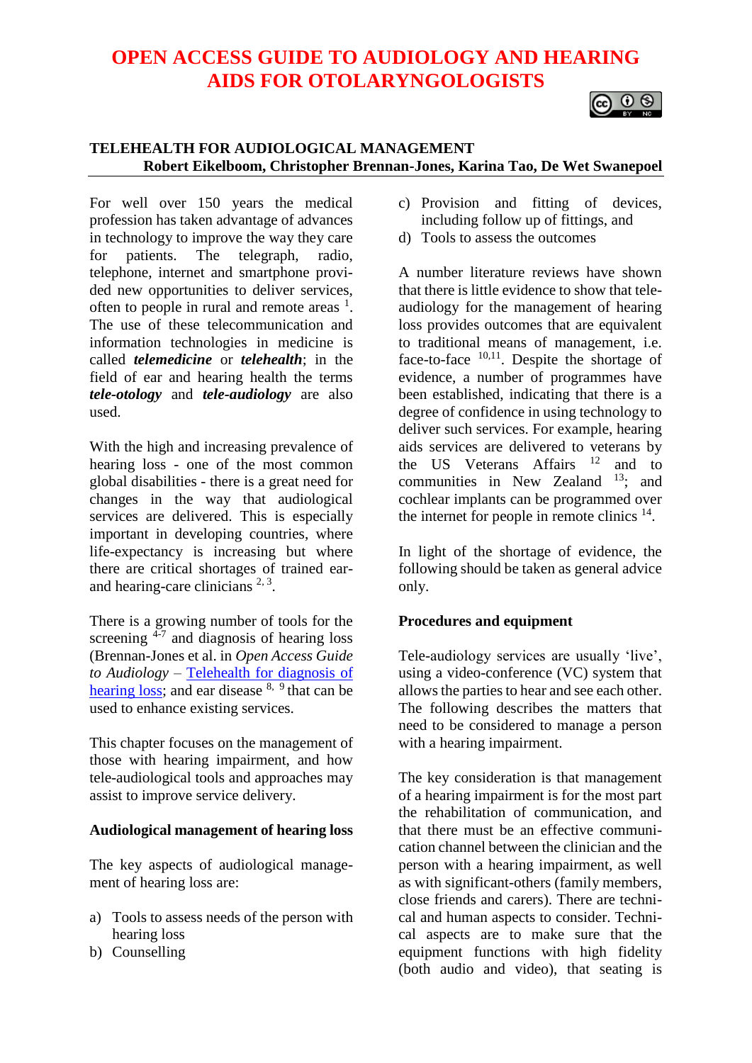# OPEN ACCESS GUIDE TO AUDIOLOGY AND HEARING AIDS FOR OTOLARYNGOLOGISTS

## TELEHEALTH FOR AUDIOLOGICAL MANAGEMENT

**Robert Eikelboom, Christopher Brennan-Jones, Karina Tao, De Wet Swanepoel**

For well over 150 years the medical profession has taken advantage of advances in technology to improve the way they care for patients. The telegraph, radio, telephone, internet and smartphone provided new opportunities to deliver services, often to people in rural and remote areas [1]. The use of these telecommunication and information technologies in medicine is called ***telemedicine*** or ***telehealth***; in the field of ear and hearing health the terms ***tele-otology*** and ***tele-audiology*** are also used.

With the high and increasing prevalence of hearing loss - one of the most common global disabilities - there is a great need for changes in the way that audiological services are delivered. This is especially important in developing countries, where life-expectancy is increasing but where there are critical shortages of trained ear- and hearing-care clinicians [2, 3].

There is a growing number of tools for the screening [4-7] and diagnosis of hearing loss (Brennan-Jones et al. in *Open Access Guide to Audiology* – Telehealth for diagnosis of hearing loss; and ear disease [8, 9] that can be used to enhance existing services.

This chapter focuses on the management of those with hearing impairment, and how tele-audiological tools and approaches may assist to improve service delivery.

### Audiological management of hearing loss

The key aspects of audiological management of hearing loss are:

a) Tools to assess needs of the person with hearing loss
b) Counselling
c) Provision and fitting of devices, including follow up of fittings, and
d) Tools to assess the outcomes

A number literature reviews have shown that there is little evidence to show that tele-audiology for the management of hearing loss provides outcomes that are equivalent to traditional means of management, i.e. face-to-face [10,11]. Despite the shortage of evidence, a number of programmes have been established, indicating that there is a degree of confidence in using technology to deliver such services. For example, hearing aids services are delivered to veterans by the US Veterans Affairs [12] and to communities in New Zealand [13]; and cochlear implants can be programmed over the internet for people in remote clinics [14].

In light of the shortage of evidence, the following should be taken as general advice only.

### Procedures and equipment

Tele-audiology services are usually 'live', using a video-conference (VC) system that allows the parties to hear and see each other. The following describes the matters that need to be considered to manage a person with a hearing impairment.

The key consideration is that management of a hearing impairment is for the most part the rehabilitation of communication, and that there must be an effective communication channel between the clinician and the person with a hearing impairment, as well as with significant-others (family members, close friends and carers). There are technical and human aspects to consider. Technical aspects are to make sure that the equipment functions with high fidelity (both audio and video), that seating is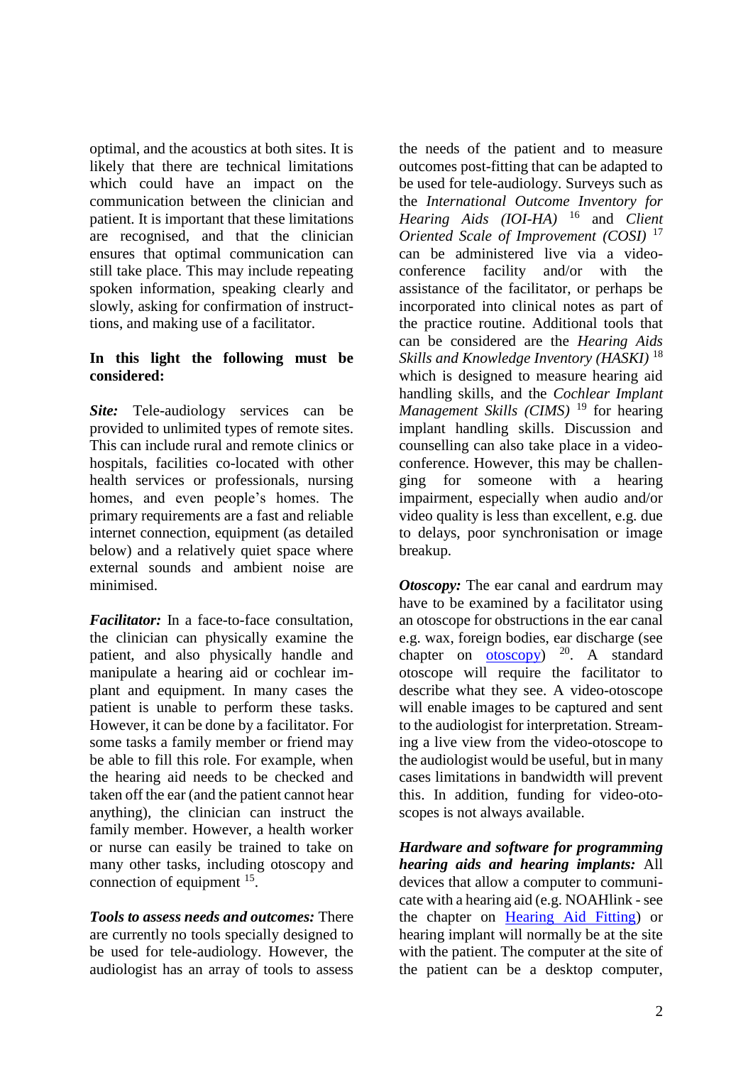optimal, and the acoustics at both sites. It is likely that there are technical limitations which could have an impact on the communication between the clinician and patient. It is important that these limitations are recognised, and that the clinician ensures that optimal communication can still take place. This may include repeating spoken information, speaking clearly and slowly, asking for confirmation of instructions, and making use of a facilitator.

**In this light the following must be considered:**

***Site:*** Tele-audiology services can be provided to unlimited types of remote sites. This can include rural and remote clinics or hospitals, facilities co-located with other health services or professionals, nursing homes, and even people's homes. The primary requirements are a fast and reliable internet connection, equipment (as detailed below) and a relatively quiet space where external sounds and ambient noise are minimised.

***Facilitator:*** In a face-to-face consultation, the clinician can physically examine the patient, and also physically handle and manipulate a hearing aid or cochlear implant and equipment. In many cases the patient is unable to perform these tasks. However, it can be done by a facilitator. For some tasks a family member or friend may be able to fill this role. For example, when the hearing aid needs to be checked and taken off the ear (and the patient cannot hear anything), the clinician can instruct the family member. However, a health worker or nurse can easily be trained to take on many other tasks, including otoscopy and connection of equipment [15].

***Tools to assess needs and outcomes:*** There are currently no tools specially designed to be used for tele-audiology. However, the audiologist has an array of tools to assess the needs of the patient and to measure outcomes post-fitting that can be adapted to be used for tele-audiology. Surveys such as the *International Outcome Inventory for Hearing Aids (IOI-HA)* [16] and *Client Oriented Scale of Improvement (COSI)* [17] can be administered live via a video-conference facility and/or with the assistance of the facilitator, or perhaps be incorporated into clinical notes as part of the practice routine. Additional tools that can be considered are the *Hearing Aids Skills and Knowledge Inventory (HASKI)* [18] which is designed to measure hearing aid handling skills, and the *Cochlear Implant Management Skills (CIMS)* [19] for hearing implant handling skills. Discussion and counselling can also take place in a video-conference. However, this may be challenging for someone with a hearing impairment, especially when audio and/or video quality is less than excellent, e.g. due to delays, poor synchronisation or image breakup.

***Otoscopy:*** The ear canal and eardrum may have to be examined by a facilitator using an otoscope for obstructions in the ear canal e.g. wax, foreign bodies, ear discharge (see chapter on [otoscopy](otoscopy)) [20]. A standard otoscope will require the facilitator to describe what they see. A video-otoscope will enable images to be captured and sent to the audiologist for interpretation. Streaming a live view from the video-otoscope to the audiologist would be useful, but in many cases limitations in bandwidth will prevent this. In addition, funding for video-otoscopes is not always available.

***Hardware and software for programming hearing aids and hearing implants:*** All devices that allow a computer to communicate with a hearing aid (e.g. NOAHlink - see the chapter on [Hearing Aid Fitting](Hearing Aid Fitting)) or hearing implant will normally be at the site with the patient. The computer at the site of the patient can be a desktop computer,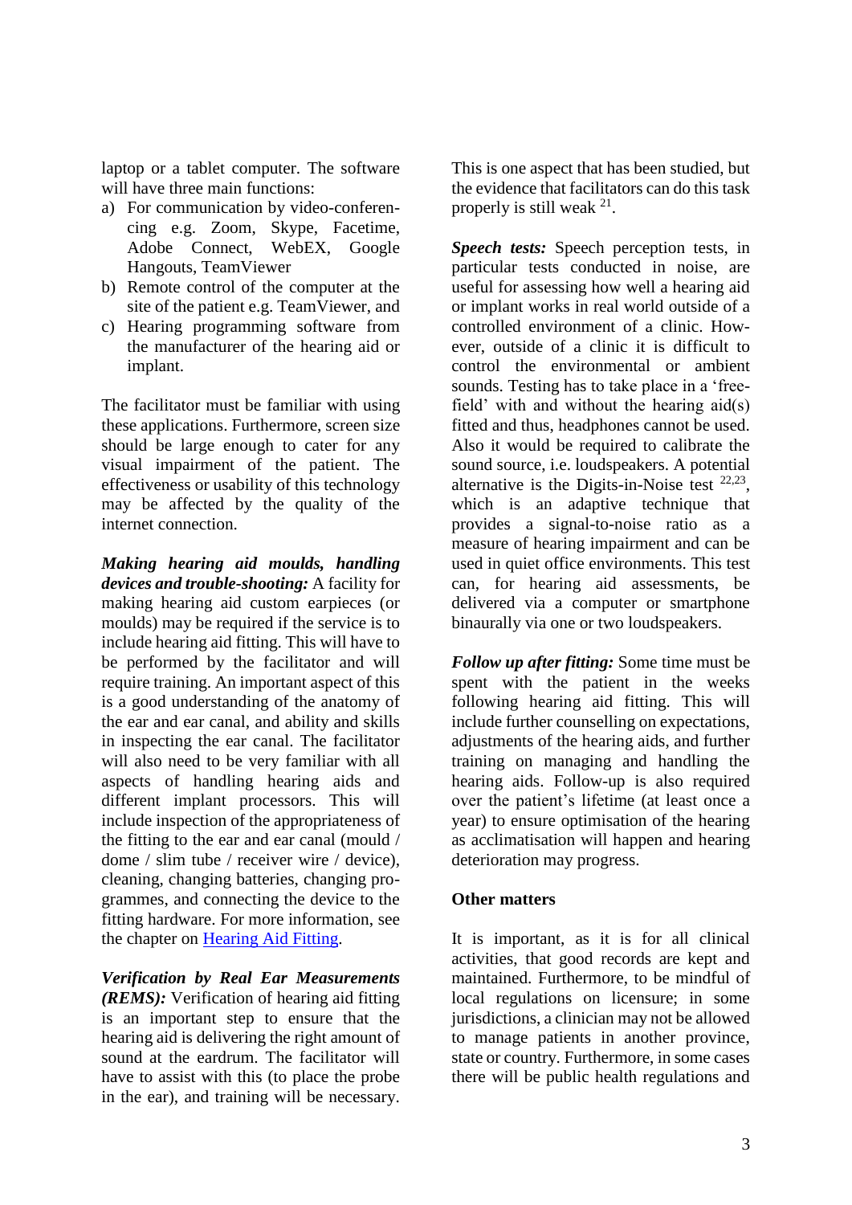laptop or a tablet computer. The software will have three main functions:

a) For communication by video-conferencing e.g. Zoom, Skype, Facetime, Adobe Connect, WebEX, Google Hangouts, TeamViewer
b) Remote control of the computer at the site of the patient e.g. TeamViewer, and
c) Hearing programming software from the manufacturer of the hearing aid or implant.

The facilitator must be familiar with using these applications. Furthermore, screen size should be large enough to cater for any visual impairment of the patient. The effectiveness or usability of this technology may be affected by the quality of the internet connection.

***Making hearing aid moulds, handling devices and trouble-shooting:*** A facility for making hearing aid custom earpieces (or moulds) may be required if the service is to include hearing aid fitting. This will have to be performed by the facilitator and will require training. An important aspect of this is a good understanding of the anatomy of the ear and ear canal, and ability and skills in inspecting the ear canal. The facilitator will also need to be very familiar with all aspects of handling hearing aids and different implant processors. This will include inspection of the appropriateness of the fitting to the ear and ear canal (mould / dome / slim tube / receiver wire / device), cleaning, changing batteries, changing programmes, and connecting the device to the fitting hardware. For more information, see the chapter on [Hearing Aid Fitting](#).

***Verification by Real Ear Measurements (REMS):*** Verification of hearing aid fitting is an important step to ensure that the hearing aid is delivering the right amount of sound at the eardrum. The facilitator will have to assist with this (to place the probe in the ear), and training will be necessary. This is one aspect that has been studied, but the evidence that facilitators can do this task properly is still weak [21].

***Speech tests:*** Speech perception tests, in particular tests conducted in noise, are useful for assessing how well a hearing aid or implant works in real world outside of a controlled environment of a clinic. However, outside of a clinic it is difficult to control the environmental or ambient sounds. Testing has to take place in a 'free-field' with and without the hearing aid(s) fitted and thus, headphones cannot be used. Also it would be required to calibrate the sound source, i.e. loudspeakers. A potential alternative is the Digits-in-Noise test [22,23], which is an adaptive technique that provides a signal-to-noise ratio as a measure of hearing impairment and can be used in quiet office environments. This test can, for hearing aid assessments, be delivered via a computer or smartphone binaurally via one or two loudspeakers.

***Follow up after fitting:*** Some time must be spent with the patient in the weeks following hearing aid fitting. This will include further counselling on expectations, adjustments of the hearing aids, and further training on managing and handling the hearing aids. Follow-up is also required over the patient's lifetime (at least once a year) to ensure optimisation of the hearing as acclimatisation will happen and hearing deterioration may progress.

## Other matters

It is important, as it is for all clinical activities, that good records are kept and maintained. Furthermore, to be mindful of local regulations on licensure; in some jurisdictions, a clinician may not be allowed to manage patients in another province, state or country. Furthermore, in some cases there will be public health regulations and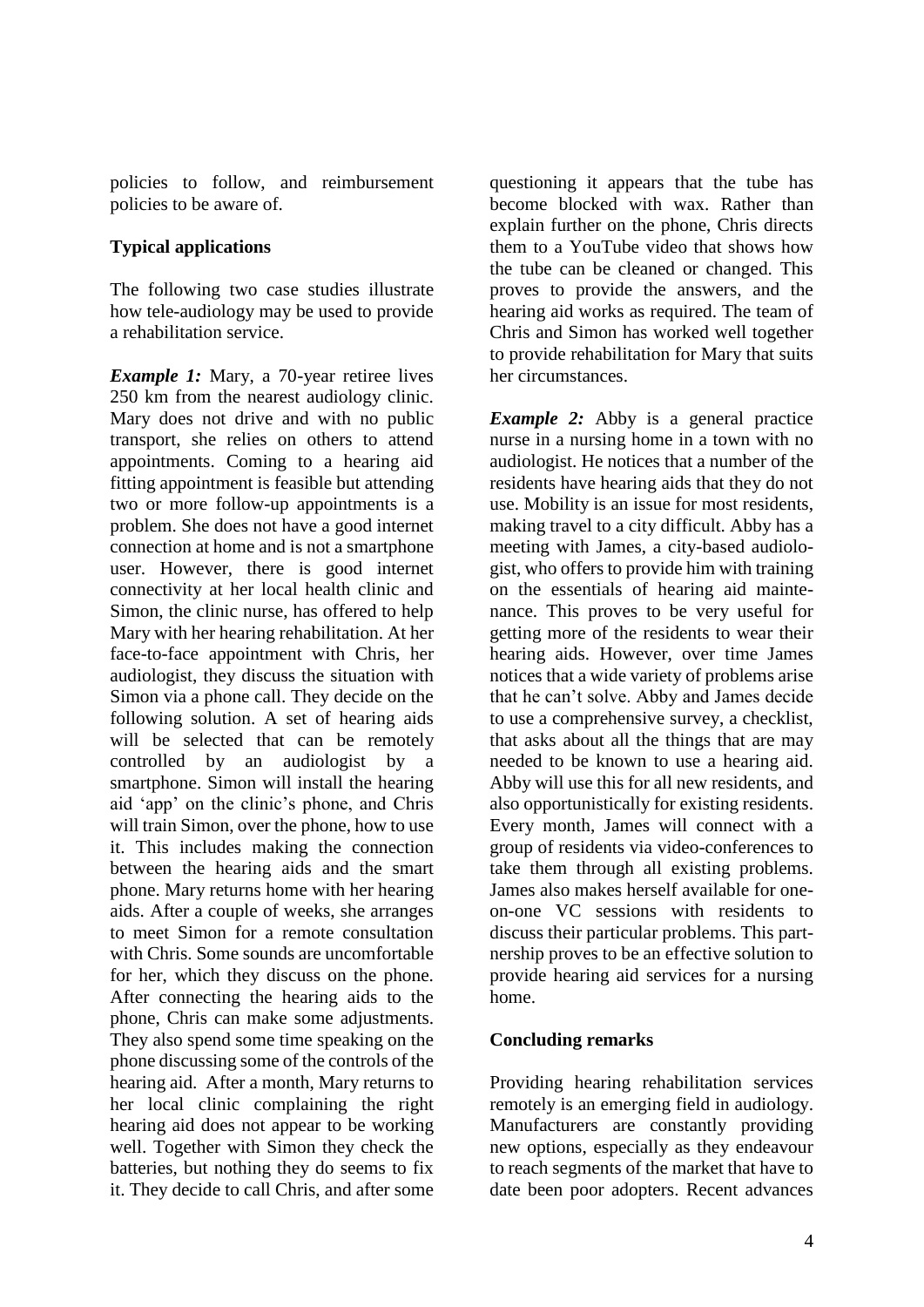policies to follow, and reimbursement policies to be aware of.

**Typical applications**

The following two case studies illustrate how tele-audiology may be used to provide a rehabilitation service.

***Example 1:*** Mary, a 70-year retiree lives 250 km from the nearest audiology clinic. Mary does not drive and with no public transport, she relies on others to attend appointments. Coming to a hearing aid fitting appointment is feasible but attending two or more follow-up appointments is a problem. She does not have a good internet connection at home and is not a smartphone user. However, there is good internet connectivity at her local health clinic and Simon, the clinic nurse, has offered to help Mary with her hearing rehabilitation. At her face-to-face appointment with Chris, her audiologist, they discuss the situation with Simon via a phone call. They decide on the following solution. A set of hearing aids will be selected that can be remotely controlled by an audiologist by a smartphone. Simon will install the hearing aid 'app' on the clinic's phone, and Chris will train Simon, over the phone, how to use it. This includes making the connection between the hearing aids and the smart phone. Mary returns home with her hearing aids. After a couple of weeks, she arranges to meet Simon for a remote consultation with Chris. Some sounds are uncomfortable for her, which they discuss on the phone. After connecting the hearing aids to the phone, Chris can make some adjustments. They also spend some time speaking on the phone discussing some of the controls of the hearing aid. After a month, Mary returns to her local clinic complaining the right hearing aid does not appear to be working well. Together with Simon they check the batteries, but nothing they do seems to fix it. They decide to call Chris, and after some questioning it appears that the tube has become blocked with wax. Rather than explain further on the phone, Chris directs them to a YouTube video that shows how the tube can be cleaned or changed. This proves to provide the answers, and the hearing aid works as required. The team of Chris and Simon has worked well together to provide rehabilitation for Mary that suits her circumstances.

***Example 2:*** Abby is a general practice nurse in a nursing home in a town with no audiologist. He notices that a number of the residents have hearing aids that they do not use. Mobility is an issue for most residents, making travel to a city difficult. Abby has a meeting with James, a city-based audiologist, who offers to provide him with training on the essentials of hearing aid maintenance. This proves to be very useful for getting more of the residents to wear their hearing aids. However, over time James notices that a wide variety of problems arise that he can't solve. Abby and James decide to use a comprehensive survey, a checklist, that asks about all the things that are may needed to be known to use a hearing aid. Abby will use this for all new residents, and also opportunistically for existing residents. Every month, James will connect with a group of residents via video-conferences to take them through all existing problems. James also makes herself available for one-on-one VC sessions with residents to discuss their particular problems. This partnership proves to be an effective solution to provide hearing aid services for a nursing home.

**Concluding remarks**

Providing hearing rehabilitation services remotely is an emerging field in audiology. Manufacturers are constantly providing new options, especially as they endeavour to reach segments of the market that have to date been poor adopters. Recent advances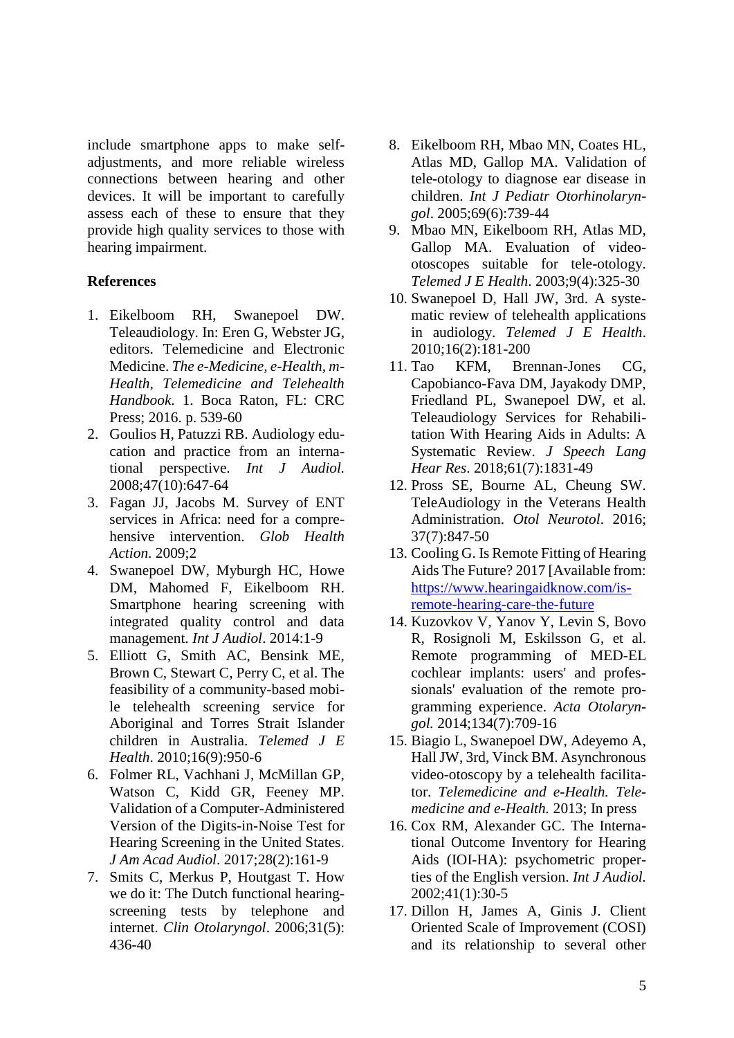include smartphone apps to make self-adjustments, and more reliable wireless connections between hearing and other devices. It will be important to carefully assess each of these to ensure that they provide high quality services to those with hearing impairment.

## References

1. Eikelboom RH, Swanepoel DW. Teleaudiology. In: Eren G, Webster JG, editors. Telemedicine and Electronic Medicine. *The e-Medicine, e-Health, m-Health, Telemedicine and Telehealth Handbook*. 1. Boca Raton, FL: CRC Press; 2016. p. 539-60
2. Goulios H, Patuzzi RB. Audiology education and practice from an international perspective. *Int J Audiol.* 2008;47(10):647-64
3. Fagan JJ, Jacobs M. Survey of ENT services in Africa: need for a comprehensive intervention. *Glob Health Action.* 2009;2
4. Swanepoel DW, Myburgh HC, Howe DM, Mahomed F, Eikelboom RH. Smartphone hearing screening with integrated quality control and data management. *Int J Audiol*. 2014:1-9
5. Elliott G, Smith AC, Bensink ME, Brown C, Stewart C, Perry C, et al. The feasibility of a community-based mobile telehealth screening service for Aboriginal and Torres Strait Islander children in Australia. *Telemed J E Health*. 2010;16(9):950-6
6. Folmer RL, Vachhani J, McMillan GP, Watson C, Kidd GR, Feeney MP. Validation of a Computer-Administered Version of the Digits-in-Noise Test for Hearing Screening in the United States. *J Am Acad Audiol*. 2017;28(2):161-9
7. Smits C, Merkus P, Houtgast T. How we do it: The Dutch functional hearing-screening tests by telephone and internet. *Clin Otolaryngol*. 2006;31(5):436-40
8. Eikelboom RH, Mbao MN, Coates HL, Atlas MD, Gallop MA. Validation of tele-otology to diagnose ear disease in children. *Int J Pediatr Otorhinolaryngol*. 2005;69(6):739-44
9. Mbao MN, Eikelboom RH, Atlas MD, Gallop MA. Evaluation of video-otoscopes suitable for tele-otology. *Telemed J E Health*. 2003;9(4):325-30
10. Swanepoel D, Hall JW, 3rd. A systematic review of telehealth applications in audiology. *Telemed J E Health*. 2010;16(2):181-200
11. Tao KFM, Brennan-Jones CG, Capobianco-Fava DM, Jayakody DMP, Friedland PL, Swanepoel DW, et al. Teleaudiology Services for Rehabilitation With Hearing Aids in Adults: A Systematic Review. *J Speech Lang Hear Res*. 2018;61(7):1831-49
12. Pross SE, Bourne AL, Cheung SW. TeleAudiology in the Veterans Health Administration. *Otol Neurotol*. 2016;37(7):847-50
13. Cooling G. Is Remote Fitting of Hearing Aids The Future? 2017 [Available from: https://www.hearingaidknow.com/is-remote-hearing-care-the-future
14. Kuzovkov V, Yanov Y, Levin S, Bovo R, Rosignoli M, Eskilsson G, et al. Remote programming of MED-EL cochlear implants: users' and professionals' evaluation of the remote programming experience. *Acta Otolaryngol.* 2014;134(7):709-16
15. Biagio L, Swanepoel DW, Adeyemo A, Hall JW, 3rd, Vinck BM. Asynchronous video-otoscopy by a telehealth facilitator. *Telemedicine and e-Health. Telemedicine and e-Health.* 2013; In press
16. Cox RM, Alexander GC. The International Outcome Inventory for Hearing Aids (IOI-HA): psychometric properties of the English version. *Int J Audiol.* 2002;41(1):30-5
17. Dillon H, James A, Ginis J. Client Oriented Scale of Improvement (COSI) and its relationship to several other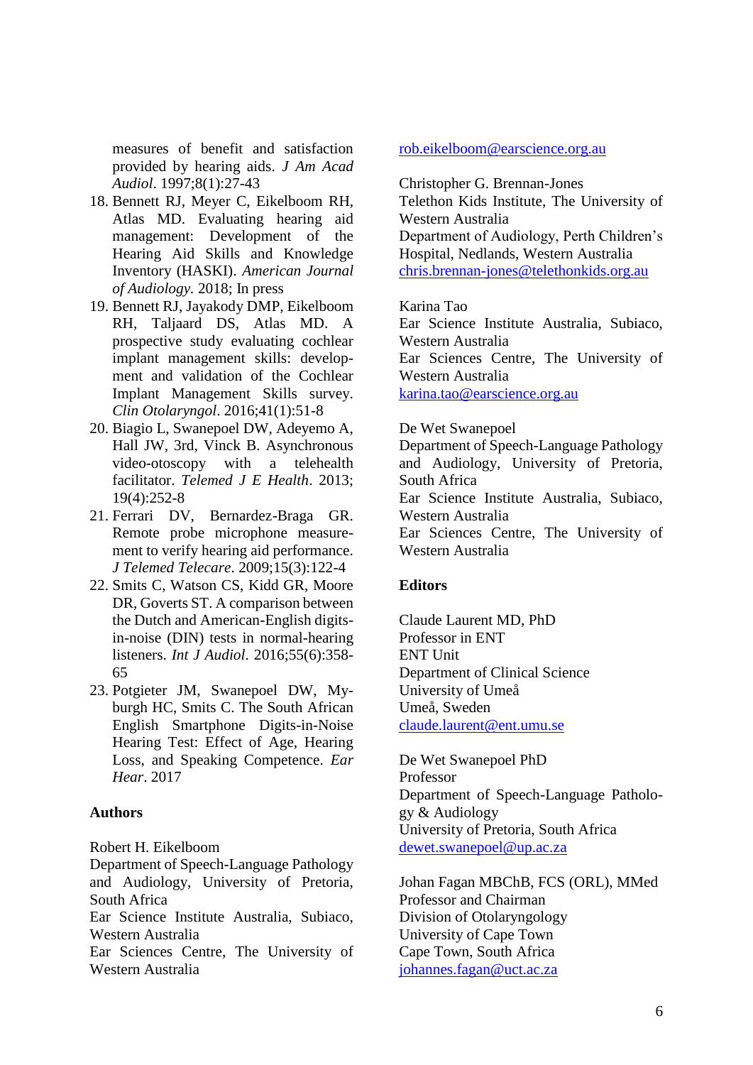measures of benefit and satisfaction provided by hearing aids. *J Am Acad Audiol*. 1997;8(1):27-43

18. Bennett RJ, Meyer C, Eikelboom RH, Atlas MD. Evaluating hearing aid management: Development of the Hearing Aid Skills and Knowledge Inventory (HASKI). *American Journal of Audiology*. 2018; In press
19. Bennett RJ, Jayakody DMP, Eikelboom RH, Taljaard DS, Atlas MD. A prospective study evaluating cochlear implant management skills: development and validation of the Cochlear Implant Management Skills survey. *Clin Otolaryngol*. 2016;41(1):51-8
20. Biagio L, Swanepoel DW, Adeyemo A, Hall JW, 3rd, Vinck B. Asynchronous video-otoscopy with a telehealth facilitator. *Telemed J E Health*. 2013; 19(4):252-8
21. Ferrari DV, Bernardez-Braga GR. Remote probe microphone measurement to verify hearing aid performance. *J Telemed Telecare*. 2009;15(3):122-4
22. Smits C, Watson CS, Kidd GR, Moore DR, Goverts ST. A comparison between the Dutch and American-English digits-in-noise (DIN) tests in normal-hearing listeners. *Int J Audiol*. 2016;55(6):358-65
23. Potgieter JM, Swanepoel DW, Myburgh HC, Smits C. The South African English Smartphone Digits-in-Noise Hearing Test: Effect of Age, Hearing Loss, and Speaking Competence. *Ear Hear*. 2017

**Authors**

Robert H. Eikelboom
Department of Speech-Language Pathology and Audiology, University of Pretoria, South Africa
Ear Science Institute Australia, Subiaco, Western Australia
Ear Sciences Centre, The University of Western Australia
rob.eikelboom@earscience.org.au

Christopher G. Brennan-Jones
Telethon Kids Institute, The University of Western Australia
Department of Audiology, Perth Children's Hospital, Nedlands, Western Australia
chris.brennan-jones@telethonkids.org.au

Karina Tao
Ear Science Institute Australia, Subiaco, Western Australia
Ear Sciences Centre, The University of Western Australia
karina.tao@earscience.org.au

De Wet Swanepoel
Department of Speech-Language Pathology and Audiology, University of Pretoria, South Africa
Ear Science Institute Australia, Subiaco, Western Australia
Ear Sciences Centre, The University of Western Australia

**Editors**

Claude Laurent MD, PhD
Professor in ENT
ENT Unit
Department of Clinical Science
University of Umeå
Umeå, Sweden
claude.laurent@ent.umu.se

De Wet Swanepoel PhD
Professor
Department of Speech-Language Pathology & Audiology
University of Pretoria, South Africa
dewet.swanepoel@up.ac.za

Johan Fagan MBChB, FCS (ORL), MMed
Professor and Chairman
Division of Otolaryngology
University of Cape Town
Cape Town, South Africa
johannes.fagan@uct.ac.za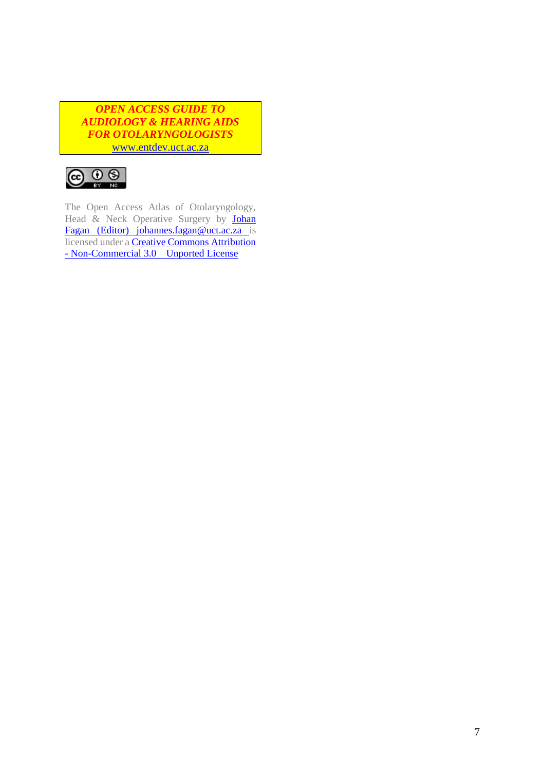***OPEN ACCESS GUIDE TO AUDIOLOGY & HEARING AIDS FOR OTOLARYNGOLOGISTS***

[www.entdev.uct.ac.za](http://www.entdev.uct.ac.za)

The Open Access Atlas of Otolaryngology, Head & Neck Operative Surgery by Johan Fagan (Editor) johannes.fagan@uct.ac.za is licensed under a Creative Commons Attribution - Non-Commercial 3.0 Unported License